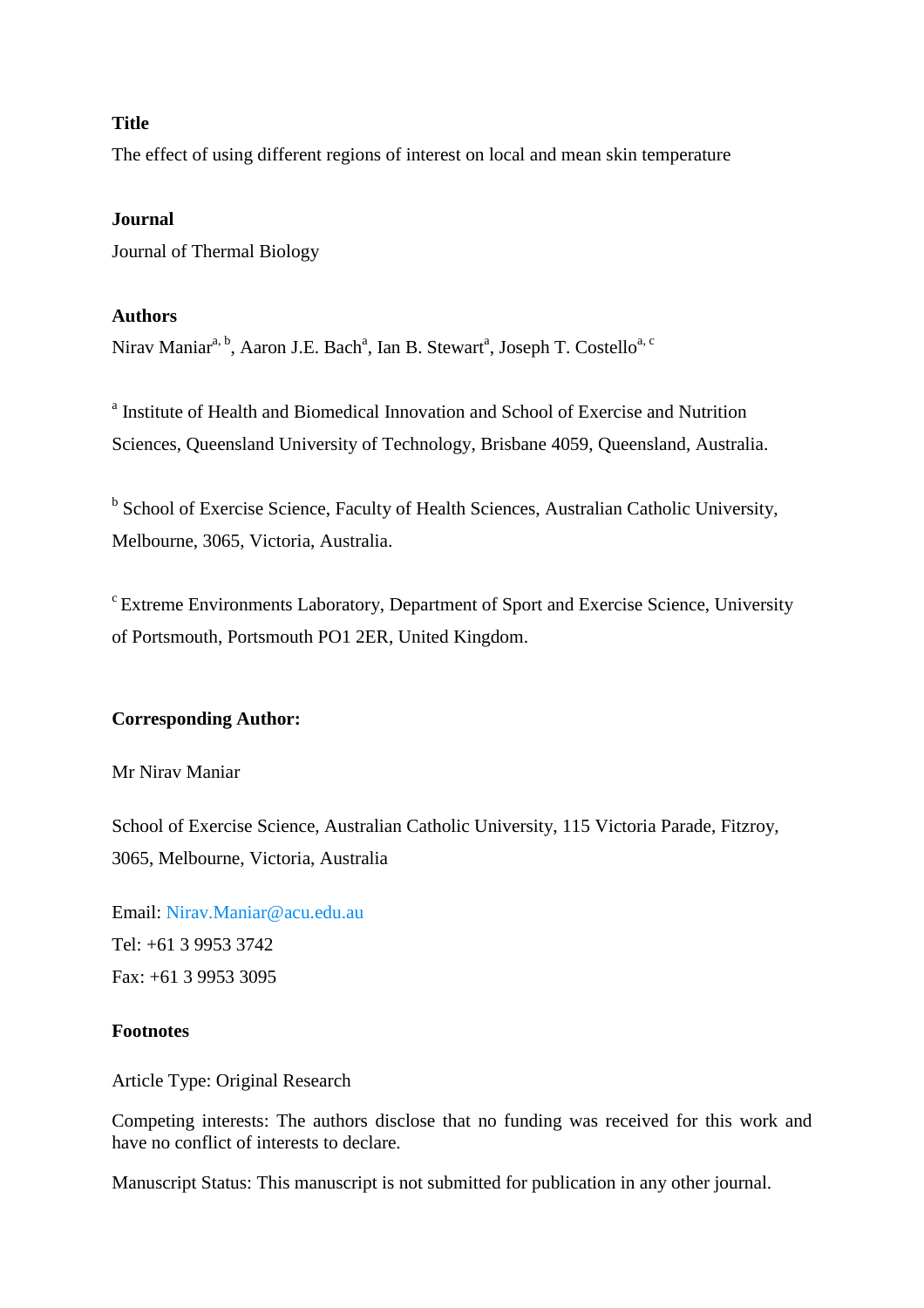**Title**

The effect of using different regions of interest on local and mean skin temperature

**Journal**

Journal of Thermal Biology

**Authors**

Nirav Maniar[a, b], Aaron J.E. Bach[a], Ian B. Stewart[a], Joseph T. Costello[a, c]

[a] Institute of Health and Biomedical Innovation and School of Exercise and Nutrition Sciences, Queensland University of Technology, Brisbane 4059, Queensland, Australia.

[b] School of Exercise Science, Faculty of Health Sciences, Australian Catholic University, Melbourne, 3065, Victoria, Australia.

[c] Extreme Environments Laboratory, Department of Sport and Exercise Science, University of Portsmouth, Portsmouth PO1 2ER, United Kingdom.

**Corresponding Author:**

Mr Nirav Maniar

School of Exercise Science, Australian Catholic University, 115 Victoria Parade, Fitzroy, 3065, Melbourne, Victoria, Australia

Email: Nirav.Maniar@acu.edu.au

Tel: +61 3 9953 3742

Fax: +61 3 9953 3095

**Footnotes**

Article Type: Original Research

Competing interests: The authors disclose that no funding was received for this work and have no conflict of interests to declare.

Manuscript Status: This manuscript is not submitted for publication in any other journal.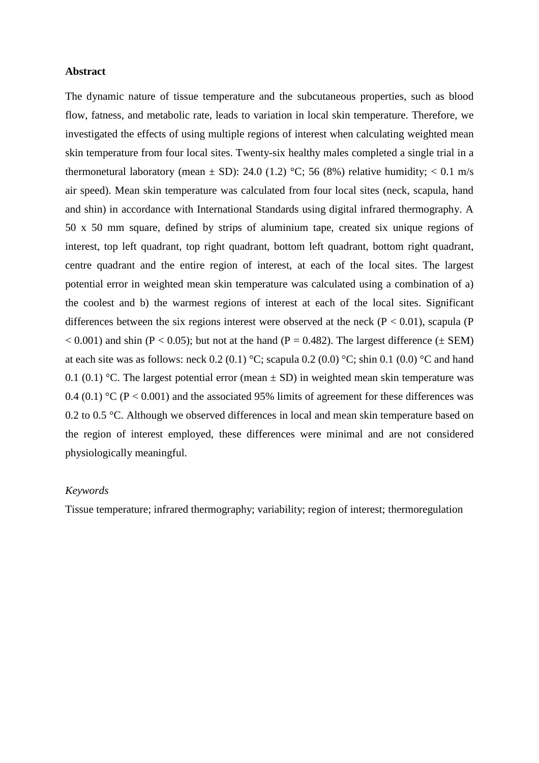**Abstract**

The dynamic nature of tissue temperature and the subcutaneous properties, such as blood flow, fatness, and metabolic rate, leads to variation in local skin temperature. Therefore, we investigated the effects of using multiple regions of interest when calculating weighted mean skin temperature from four local sites. Twenty-six healthy males completed a single trial in a thermonetural laboratory (mean ± SD): 24.0 (1.2) °C; 56 (8%) relative humidity; < 0.1 m/s air speed). Mean skin temperature was calculated from four local sites (neck, scapula, hand and shin) in accordance with International Standards using digital infrared thermography. A 50 x 50 mm square, defined by strips of aluminium tape, created six unique regions of interest, top left quadrant, top right quadrant, bottom left quadrant, bottom right quadrant, centre quadrant and the entire region of interest, at each of the local sites. The largest potential error in weighted mean skin temperature was calculated using a combination of a) the coolest and b) the warmest regions of interest at each of the local sites. Significant differences between the six regions interest were observed at the neck ($P < 0.01$), scapula ($P < 0.001$) and shin ($P < 0.05$); but not at the hand ($P = 0.482$). The largest difference (± SEM) at each site was as follows: neck 0.2 (0.1) °C; scapula 0.2 (0.0) °C; shin 0.1 (0.0) °C and hand 0.1 (0.1) °C. The largest potential error (mean ± SD) in weighted mean skin temperature was 0.4 (0.1) °C ($P < 0.001$) and the associated 95% limits of agreement for these differences was 0.2 to 0.5 °C. Although we observed differences in local and mean skin temperature based on the region of interest employed, these differences were minimal and are not considered physiologically meaningful.

*Keywords*

Tissue temperature; infrared thermography; variability; region of interest; thermoregulation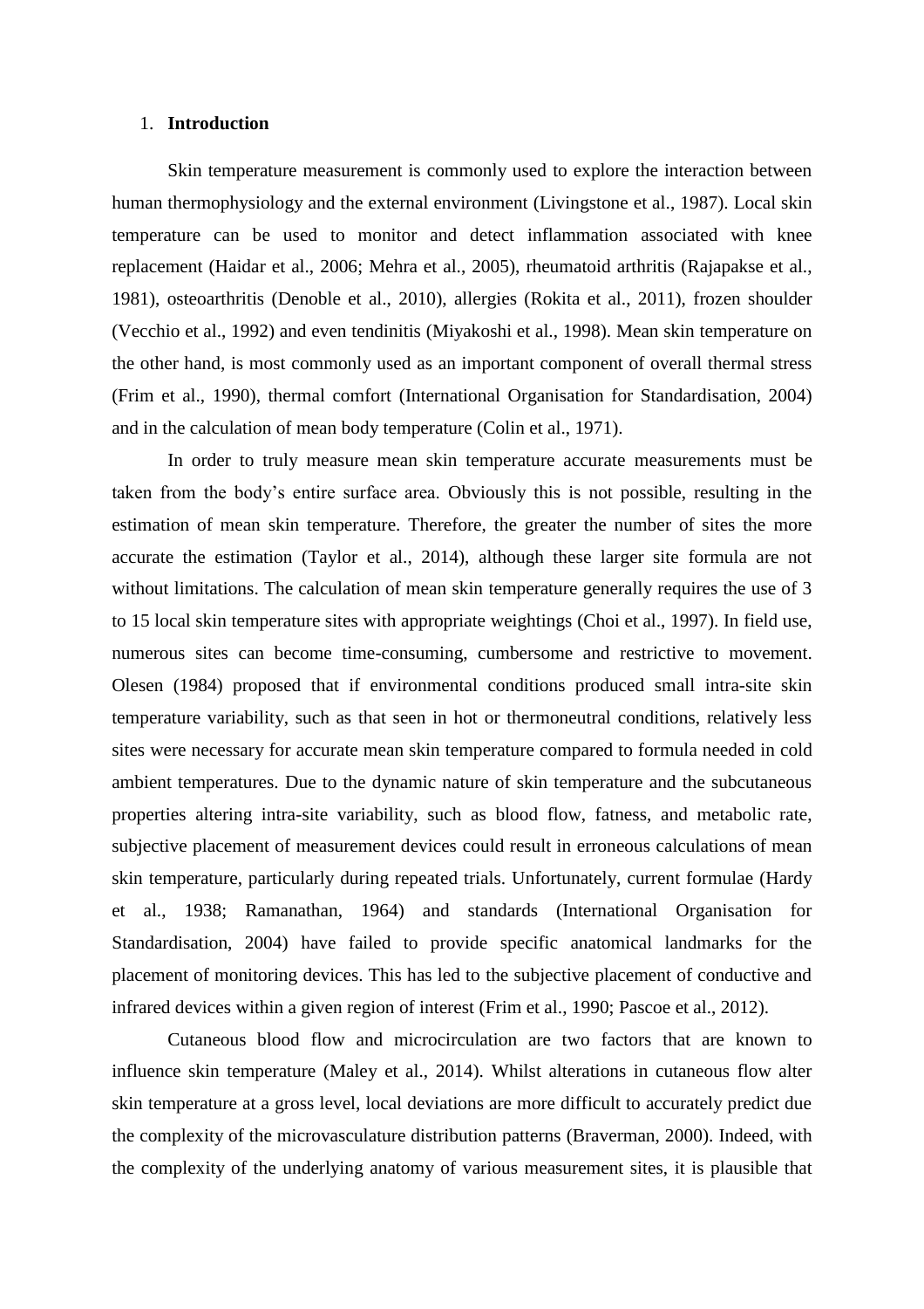## 1. **Introduction**

Skin temperature measurement is commonly used to explore the interaction between human thermophysiology and the external environment (Livingstone et al., 1987). Local skin temperature can be used to monitor and detect inflammation associated with knee replacement (Haidar et al., 2006; Mehra et al., 2005), rheumatoid arthritis (Rajapakse et al., 1981), osteoarthritis (Denoble et al., 2010), allergies (Rokita et al., 2011), frozen shoulder (Vecchio et al., 1992) and even tendinitis (Miyakoshi et al., 1998). Mean skin temperature on the other hand, is most commonly used as an important component of overall thermal stress (Frim et al., 1990), thermal comfort (International Organisation for Standardisation, 2004) and in the calculation of mean body temperature (Colin et al., 1971).

In order to truly measure mean skin temperature accurate measurements must be taken from the body's entire surface area. Obviously this is not possible, resulting in the estimation of mean skin temperature. Therefore, the greater the number of sites the more accurate the estimation (Taylor et al., 2014), although these larger site formula are not without limitations. The calculation of mean skin temperature generally requires the use of 3 to 15 local skin temperature sites with appropriate weightings (Choi et al., 1997). In field use, numerous sites can become time-consuming, cumbersome and restrictive to movement. Olesen (1984) proposed that if environmental conditions produced small intra-site skin temperature variability, such as that seen in hot or thermoneutral conditions, relatively less sites were necessary for accurate mean skin temperature compared to formula needed in cold ambient temperatures. Due to the dynamic nature of skin temperature and the subcutaneous properties altering intra-site variability, such as blood flow, fatness, and metabolic rate, subjective placement of measurement devices could result in erroneous calculations of mean skin temperature, particularly during repeated trials. Unfortunately, current formulae (Hardy et al., 1938; Ramanathan, 1964) and standards (International Organisation for Standardisation, 2004) have failed to provide specific anatomical landmarks for the placement of monitoring devices. This has led to the subjective placement of conductive and infrared devices within a given region of interest (Frim et al., 1990; Pascoe et al., 2012).

Cutaneous blood flow and microcirculation are two factors that are known to influence skin temperature (Maley et al., 2014). Whilst alterations in cutaneous flow alter skin temperature at a gross level, local deviations are more difficult to accurately predict due the complexity of the microvasculature distribution patterns (Braverman, 2000). Indeed, with the complexity of the underlying anatomy of various measurement sites, it is plausible that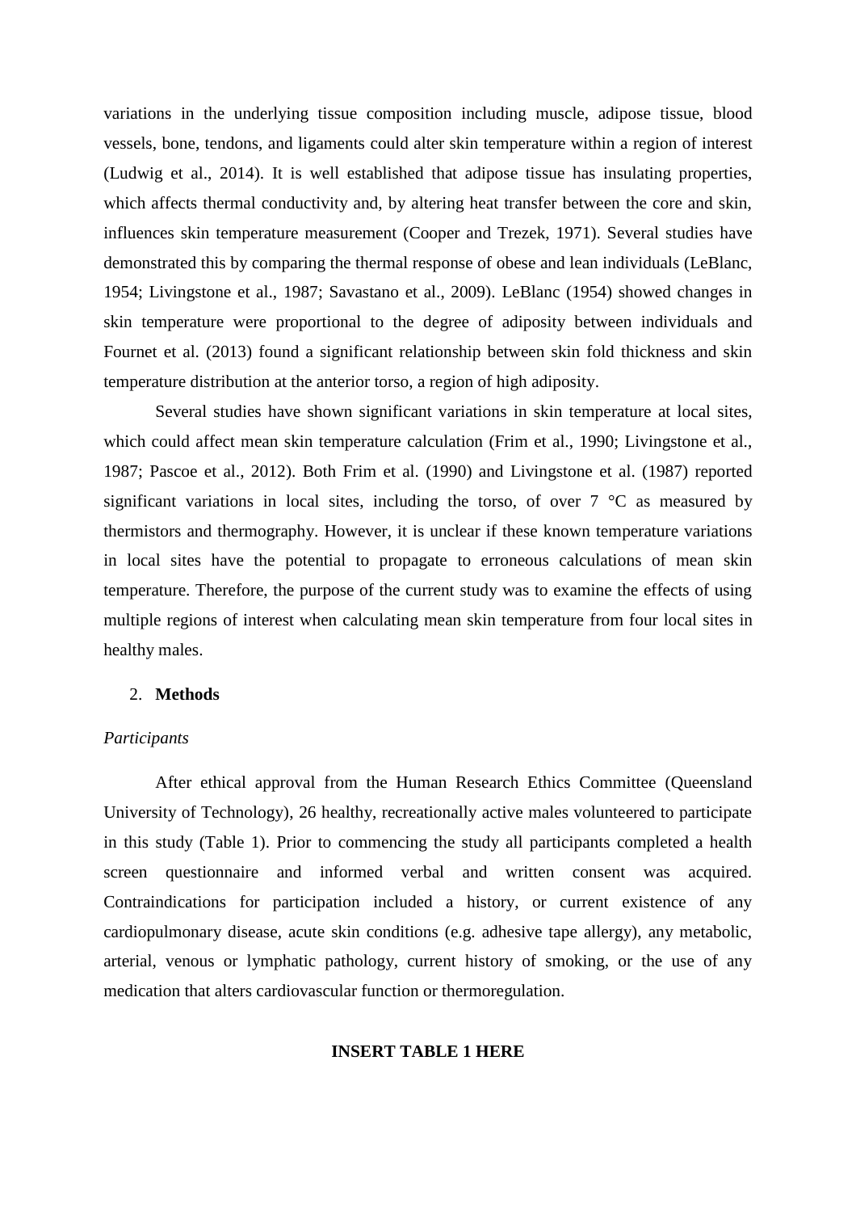variations in the underlying tissue composition including muscle, adipose tissue, blood vessels, bone, tendons, and ligaments could alter skin temperature within a region of interest (Ludwig et al., 2014). It is well established that adipose tissue has insulating properties, which affects thermal conductivity and, by altering heat transfer between the core and skin, influences skin temperature measurement (Cooper and Trezek, 1971). Several studies have demonstrated this by comparing the thermal response of obese and lean individuals (LeBlanc, 1954; Livingstone et al., 1987; Savastano et al., 2009). LeBlanc (1954) showed changes in skin temperature were proportional to the degree of adiposity between individuals and Fournet et al. (2013) found a significant relationship between skin fold thickness and skin temperature distribution at the anterior torso, a region of high adiposity.

Several studies have shown significant variations in skin temperature at local sites, which could affect mean skin temperature calculation (Frim et al., 1990; Livingstone et al., 1987; Pascoe et al., 2012). Both Frim et al. (1990) and Livingstone et al. (1987) reported significant variations in local sites, including the torso, of over 7 °C as measured by thermistors and thermography. However, it is unclear if these known temperature variations in local sites have the potential to propagate to erroneous calculations of mean skin temperature. Therefore, the purpose of the current study was to examine the effects of using multiple regions of interest when calculating mean skin temperature from four local sites in healthy males.

## 2. **Methods**

*Participants*

After ethical approval from the Human Research Ethics Committee (Queensland University of Technology), 26 healthy, recreationally active males volunteered to participate in this study (Table 1). Prior to commencing the study all participants completed a health screen questionnaire and informed verbal and written consent was acquired. Contraindications for participation included a history, or current existence of any cardiopulmonary disease, acute skin conditions (e.g. adhesive tape allergy), any metabolic, arterial, venous or lymphatic pathology, current history of smoking, or the use of any medication that alters cardiovascular function or thermoregulation.

**INSERT TABLE 1 HERE**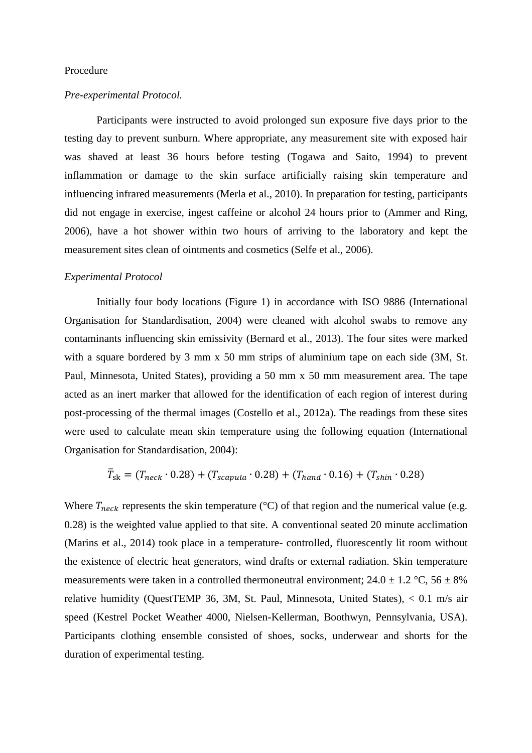Procedure

*Pre-experimental Protocol.*

Participants were instructed to avoid prolonged sun exposure five days prior to the testing day to prevent sunburn. Where appropriate, any measurement site with exposed hair was shaved at least 36 hours before testing (Togawa and Saito, 1994) to prevent inflammation or damage to the skin surface artificially raising skin temperature and influencing infrared measurements (Merla et al., 2010). In preparation for testing, participants did not engage in exercise, ingest caffeine or alcohol 24 hours prior to (Ammer and Ring, 2006), have a hot shower within two hours of arriving to the laboratory and kept the measurement sites clean of ointments and cosmetics (Selfe et al., 2006).

*Experimental Protocol*

Initially four body locations (Figure 1) in accordance with ISO 9886 (International Organisation for Standardisation, 2004) were cleaned with alcohol swabs to remove any contaminants influencing skin emissivity (Bernard et al., 2013). The four sites were marked with a square bordered by 3 mm x 50 mm strips of aluminium tape on each side (3M, St. Paul, Minnesota, United States), providing a 50 mm x 50 mm measurement area. The tape acted as an inert marker that allowed for the identification of each region of interest during post-processing of the thermal images (Costello et al., 2012a). The readings from these sites were used to calculate mean skin temperature using the following equation (International Organisation for Standardisation, 2004):

$$\bar{T}_{\text{sk}} = (T_{neck} \cdot 0.28) + (T_{scapula} \cdot 0.28) + (T_{hand} \cdot 0.16) + (T_{shin} \cdot 0.28)$$

Where $T_{neck}$ represents the skin temperature (°C) of that region and the numerical value (e.g. 0.28) is the weighted value applied to that site. A conventional seated 20 minute acclimation (Marins et al., 2014) took place in a temperature- controlled, fluorescently lit room without the existence of electric heat generators, wind drafts or external radiation. Skin temperature measurements were taken in a controlled thermoneutral environment; 24.0 ± 1.2 °C, 56 ± 8% relative humidity (QuestTEMP 36, 3M, St. Paul, Minnesota, United States), < 0.1 m/s air speed (Kestrel Pocket Weather 4000, Nielsen-Kellerman, Boothwyn, Pennsylvania, USA). Participants clothing ensemble consisted of shoes, socks, underwear and shorts for the duration of experimental testing.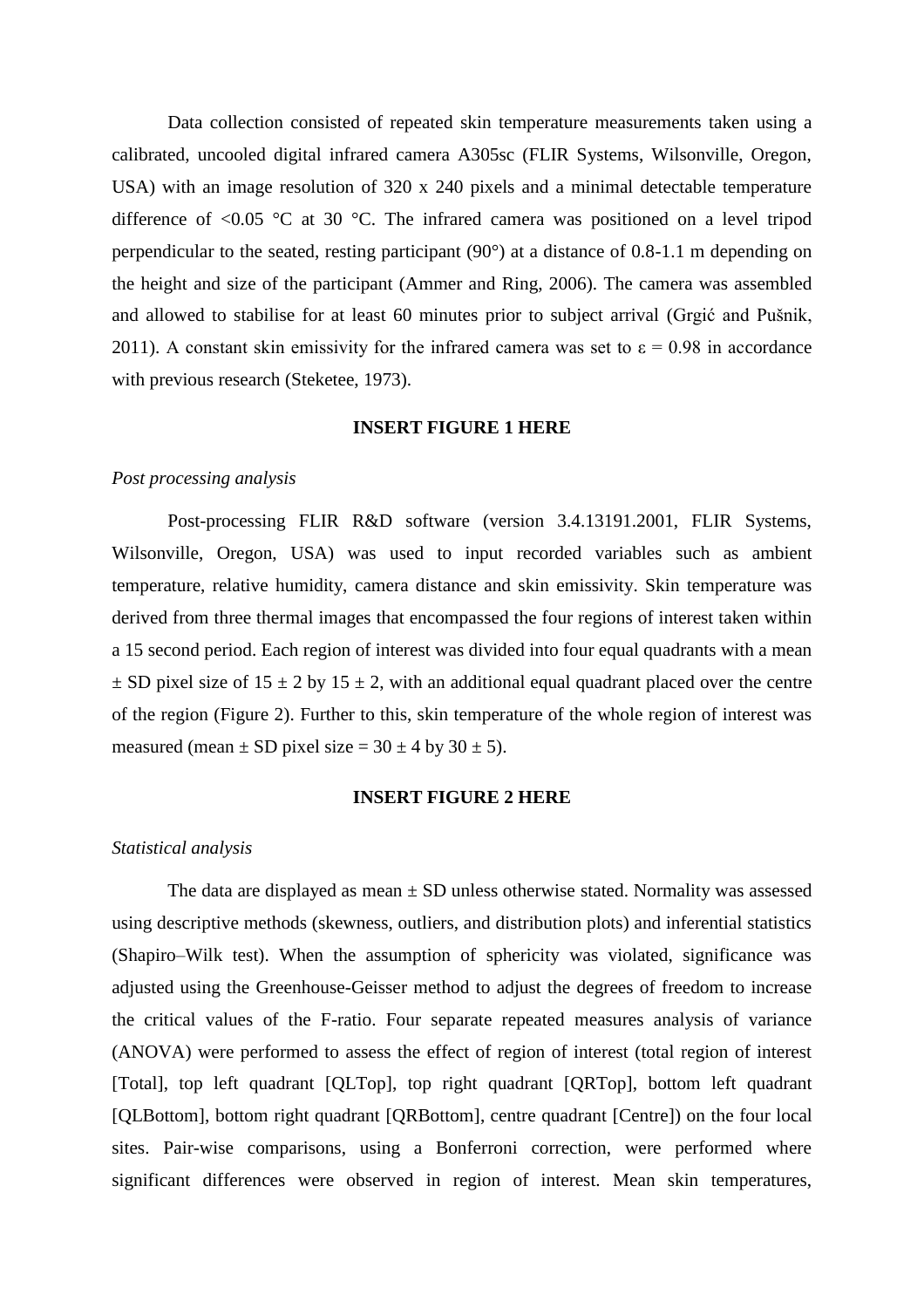Data collection consisted of repeated skin temperature measurements taken using a calibrated, uncooled digital infrared camera A305sc (FLIR Systems, Wilsonville, Oregon, USA) with an image resolution of 320 x 240 pixels and a minimal detectable temperature difference of <0.05 °C at 30 °C. The infrared camera was positioned on a level tripod perpendicular to the seated, resting participant (90°) at a distance of 0.8-1.1 m depending on the height and size of the participant (Ammer and Ring, 2006). The camera was assembled and allowed to stabilise for at least 60 minutes prior to subject arrival (Grgić and Pušnik, 2011). A constant skin emissivity for the infrared camera was set to ε = 0.98 in accordance with previous research (Steketee, 1973).

**INSERT FIGURE 1 HERE**

*Post processing analysis*

Post-processing FLIR R&D software (version 3.4.13191.2001, FLIR Systems, Wilsonville, Oregon, USA) was used to input recorded variables such as ambient temperature, relative humidity, camera distance and skin emissivity. Skin temperature was derived from three thermal images that encompassed the four regions of interest taken within a 15 second period. Each region of interest was divided into four equal quadrants with a mean ± SD pixel size of 15 ± 2 by 15 ± 2, with an additional equal quadrant placed over the centre of the region (Figure 2). Further to this, skin temperature of the whole region of interest was measured (mean ± SD pixel size = 30 ± 4 by 30 ± 5).

**INSERT FIGURE 2 HERE**

*Statistical analysis*

The data are displayed as mean ± SD unless otherwise stated. Normality was assessed using descriptive methods (skewness, outliers, and distribution plots) and inferential statistics (Shapiro–Wilk test). When the assumption of sphericity was violated, significance was adjusted using the Greenhouse-Geisser method to adjust the degrees of freedom to increase the critical values of the F-ratio. Four separate repeated measures analysis of variance (ANOVA) were performed to assess the effect of region of interest (total region of interest [Total], top left quadrant [QLTop], top right quadrant [QRTop], bottom left quadrant [QLBottom], bottom right quadrant [QRBottom], centre quadrant [Centre]) on the four local sites. Pair-wise comparisons, using a Bonferroni correction, were performed where significant differences were observed in region of interest. Mean skin temperatures,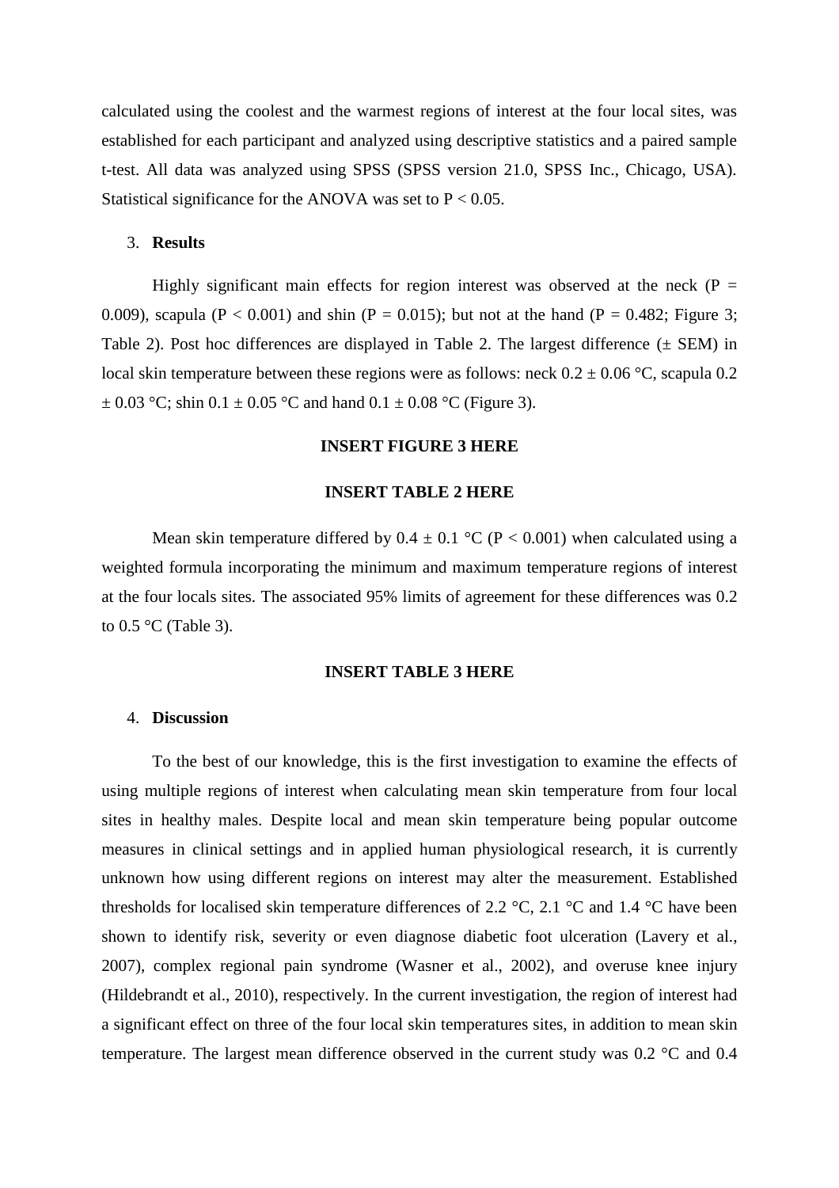calculated using the coolest and the warmest regions of interest at the four local sites, was established for each participant and analyzed using descriptive statistics and a paired sample t-test. All data was analyzed using SPSS (SPSS version 21.0, SPSS Inc., Chicago, USA). Statistical significance for the ANOVA was set to $P < 0.05$.

## 3. **Results**

Highly significant main effects for region interest was observed at the neck ($P = 0.009$), scapula ($P < 0.001$) and shin ($P = 0.015$); but not at the hand ($P = 0.482$; Figure 3; Table 2). Post hoc differences are displayed in Table 2. The largest difference (± SEM) in local skin temperature between these regions were as follows: neck 0.2 ± 0.06 °C, scapula 0.2 ± 0.03 °C; shin 0.1 ± 0.05 °C and hand 0.1 ± 0.08 °C (Figure 3).

**INSERT FIGURE 3 HERE**

**INSERT TABLE 2 HERE**

Mean skin temperature differed by 0.4 ± 0.1 °C ($P < 0.001$) when calculated using a weighted formula incorporating the minimum and maximum temperature regions of interest at the four locals sites. The associated 95% limits of agreement for these differences was 0.2 to 0.5 °C (Table 3).

**INSERT TABLE 3 HERE**

## 4. **Discussion**

To the best of our knowledge, this is the first investigation to examine the effects of using multiple regions of interest when calculating mean skin temperature from four local sites in healthy males. Despite local and mean skin temperature being popular outcome measures in clinical settings and in applied human physiological research, it is currently unknown how using different regions on interest may alter the measurement. Established thresholds for localised skin temperature differences of 2.2 °C, 2.1 °C and 1.4 °C have been shown to identify risk, severity or even diagnose diabetic foot ulceration (Lavery et al., 2007), complex regional pain syndrome (Wasner et al., 2002), and overuse knee injury (Hildebrandt et al., 2010), respectively. In the current investigation, the region of interest had a significant effect on three of the four local skin temperatures sites, in addition to mean skin temperature. The largest mean difference observed in the current study was 0.2 °C and 0.4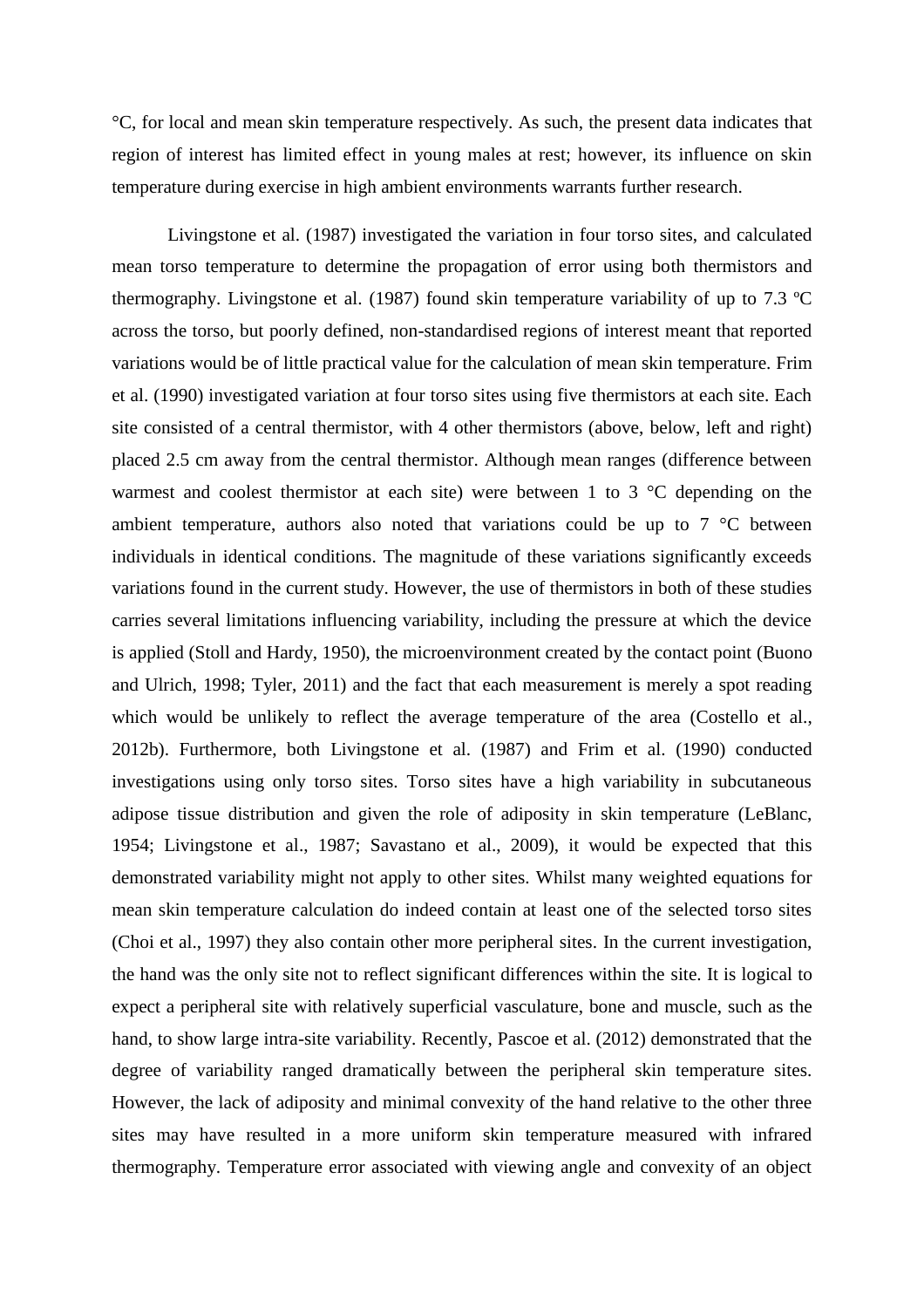°C, for local and mean skin temperature respectively. As such, the present data indicates that region of interest has limited effect in young males at rest; however, its influence on skin temperature during exercise in high ambient environments warrants further research.

Livingstone et al. (1987) investigated the variation in four torso sites, and calculated mean torso temperature to determine the propagation of error using both thermistors and thermography. Livingstone et al. (1987) found skin temperature variability of up to 7.3 ºC across the torso, but poorly defined, non-standardised regions of interest meant that reported variations would be of little practical value for the calculation of mean skin temperature. Frim et al. (1990) investigated variation at four torso sites using five thermistors at each site. Each site consisted of a central thermistor, with 4 other thermistors (above, below, left and right) placed 2.5 cm away from the central thermistor. Although mean ranges (difference between warmest and coolest thermistor at each site) were between 1 to 3 °C depending on the ambient temperature, authors also noted that variations could be up to 7 °C between individuals in identical conditions. The magnitude of these variations significantly exceeds variations found in the current study. However, the use of thermistors in both of these studies carries several limitations influencing variability, including the pressure at which the device is applied (Stoll and Hardy, 1950), the microenvironment created by the contact point (Buono and Ulrich, 1998; Tyler, 2011) and the fact that each measurement is merely a spot reading which would be unlikely to reflect the average temperature of the area (Costello et al., 2012b). Furthermore, both Livingstone et al. (1987) and Frim et al. (1990) conducted investigations using only torso sites. Torso sites have a high variability in subcutaneous adipose tissue distribution and given the role of adiposity in skin temperature (LeBlanc, 1954; Livingstone et al., 1987; Savastano et al., 2009), it would be expected that this demonstrated variability might not apply to other sites. Whilst many weighted equations for mean skin temperature calculation do indeed contain at least one of the selected torso sites (Choi et al., 1997) they also contain other more peripheral sites. In the current investigation, the hand was the only site not to reflect significant differences within the site. It is logical to expect a peripheral site with relatively superficial vasculature, bone and muscle, such as the hand, to show large intra-site variability. Recently, Pascoe et al. (2012) demonstrated that the degree of variability ranged dramatically between the peripheral skin temperature sites. However, the lack of adiposity and minimal convexity of the hand relative to the other three sites may have resulted in a more uniform skin temperature measured with infrared thermography. Temperature error associated with viewing angle and convexity of an object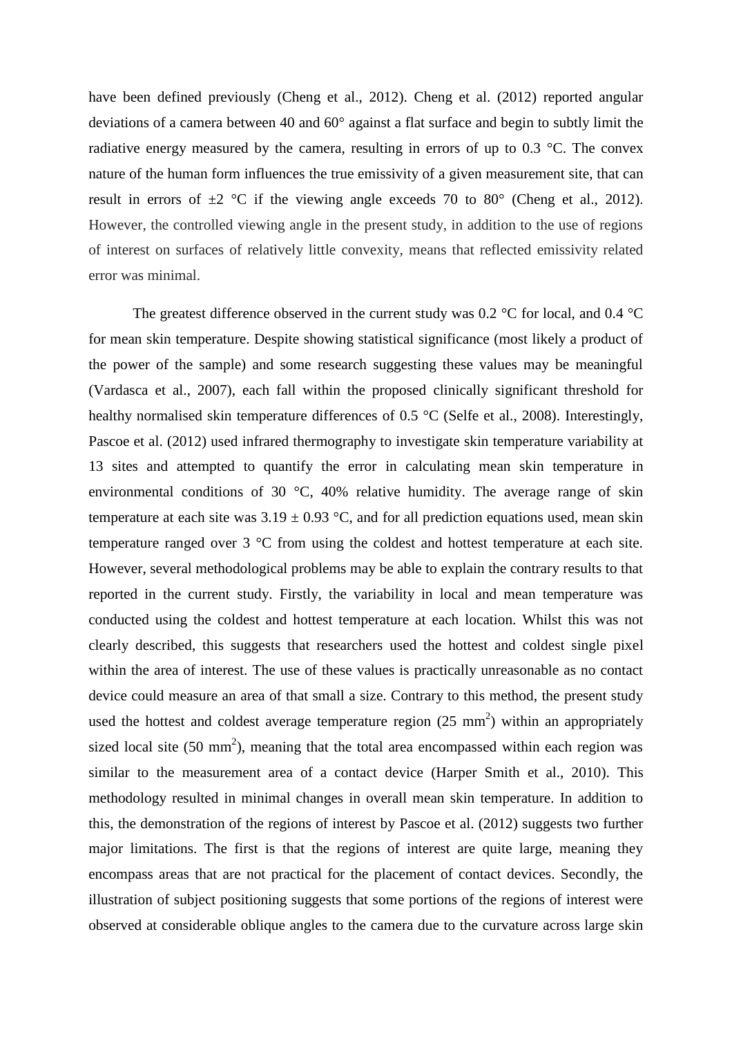have been defined previously (Cheng et al., 2012). Cheng et al. (2012) reported angular deviations of a camera between 40 and 60° against a flat surface and begin to subtly limit the radiative energy measured by the camera, resulting in errors of up to 0.3 °C. The convex nature of the human form influences the true emissivity of a given measurement site, that can result in errors of ±2 °C if the viewing angle exceeds 70 to 80° (Cheng et al., 2012). However, the controlled viewing angle in the present study, in addition to the use of regions of interest on surfaces of relatively little convexity, means that reflected emissivity related error was minimal.

The greatest difference observed in the current study was 0.2 °C for local, and 0.4 °C for mean skin temperature. Despite showing statistical significance (most likely a product of the power of the sample) and some research suggesting these values may be meaningful (Vardasca et al., 2007), each fall within the proposed clinically significant threshold for healthy normalised skin temperature differences of 0.5 °C (Selfe et al., 2008). Interestingly, Pascoe et al. (2012) used infrared thermography to investigate skin temperature variability at 13 sites and attempted to quantify the error in calculating mean skin temperature in environmental conditions of 30 °C, 40% relative humidity. The average range of skin temperature at each site was 3.19 ± 0.93 °C, and for all prediction equations used, mean skin temperature ranged over 3 °C from using the coldest and hottest temperature at each site. However, several methodological problems may be able to explain the contrary results to that reported in the current study. Firstly, the variability in local and mean temperature was conducted using the coldest and hottest temperature at each location. Whilst this was not clearly described, this suggests that researchers used the hottest and coldest single pixel within the area of interest. The use of these values is practically unreasonable as no contact device could measure an area of that small a size. Contrary to this method, the present study used the hottest and coldest average temperature region (25 mm$^2$) within an appropriately sized local site (50 mm$^2$), meaning that the total area encompassed within each region was similar to the measurement area of a contact device (Harper Smith et al., 2010). This methodology resulted in minimal changes in overall mean skin temperature. In addition to this, the demonstration of the regions of interest by Pascoe et al. (2012) suggests two further major limitations. The first is that the regions of interest are quite large, meaning they encompass areas that are not practical for the placement of contact devices. Secondly, the illustration of subject positioning suggests that some portions of the regions of interest were observed at considerable oblique angles to the camera due to the curvature across large skin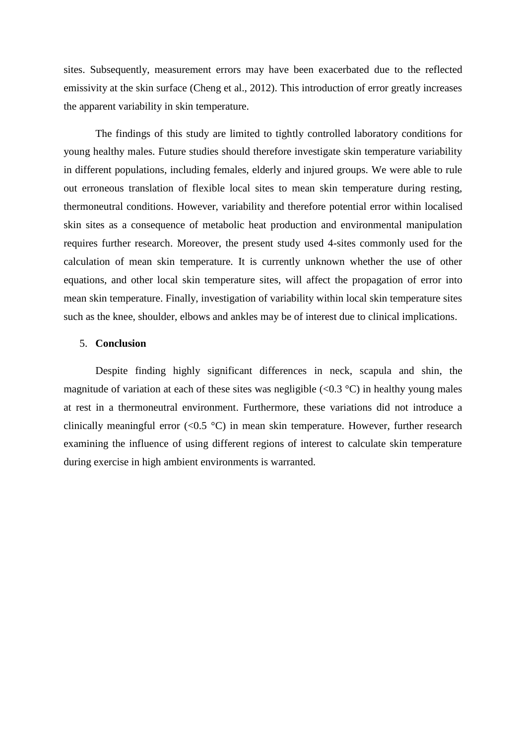sites. Subsequently, measurement errors may have been exacerbated due to the reflected emissivity at the skin surface (Cheng et al., 2012). This introduction of error greatly increases the apparent variability in skin temperature.

The findings of this study are limited to tightly controlled laboratory conditions for young healthy males. Future studies should therefore investigate skin temperature variability in different populations, including females, elderly and injured groups. We were able to rule out erroneous translation of flexible local sites to mean skin temperature during resting, thermoneutral conditions. However, variability and therefore potential error within localised skin sites as a consequence of metabolic heat production and environmental manipulation requires further research. Moreover, the present study used 4-sites commonly used for the calculation of mean skin temperature. It is currently unknown whether the use of other equations, and other local skin temperature sites, will affect the propagation of error into mean skin temperature. Finally, investigation of variability within local skin temperature sites such as the knee, shoulder, elbows and ankles may be of interest due to clinical implications.

## 5. Conclusion

Despite finding highly significant differences in neck, scapula and shin, the magnitude of variation at each of these sites was negligible (<0.3 °C) in healthy young males at rest in a thermoneutral environment. Furthermore, these variations did not introduce a clinically meaningful error (<0.5 °C) in mean skin temperature. However, further research examining the influence of using different regions of interest to calculate skin temperature during exercise in high ambient environments is warranted.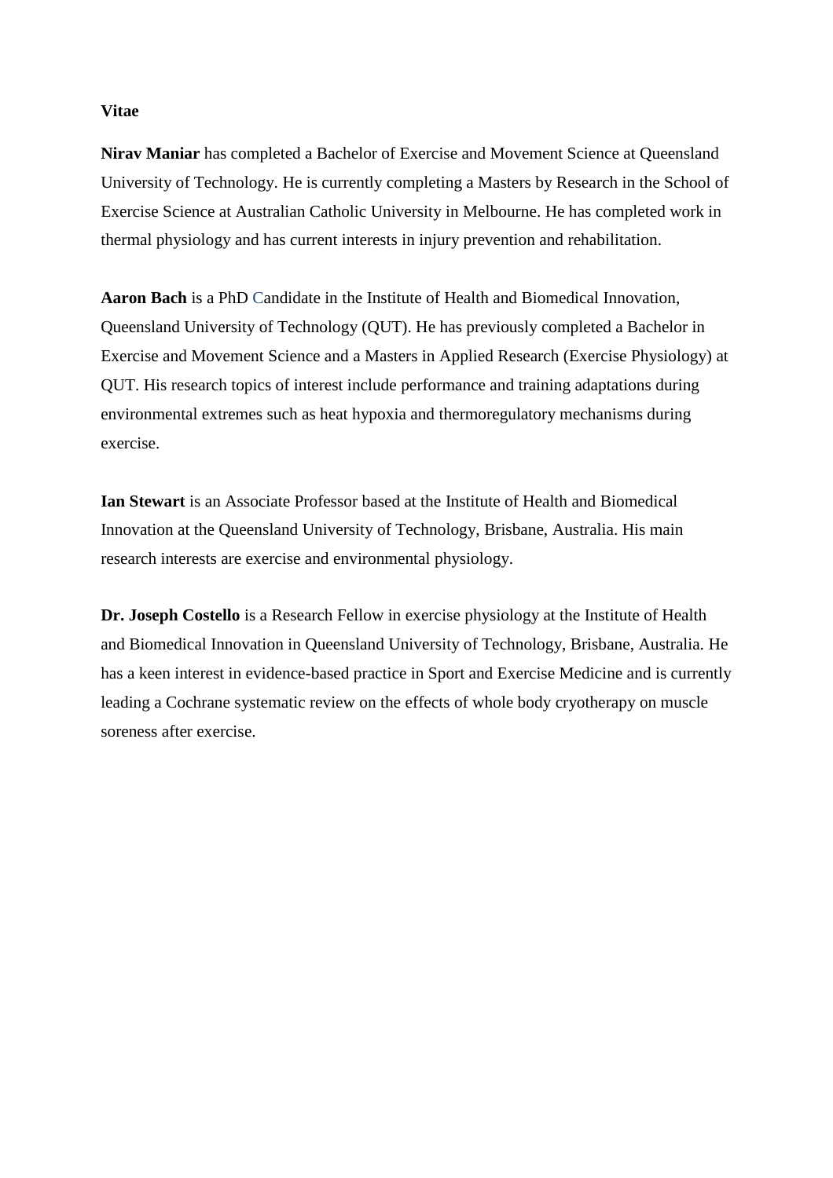**Vitae**

**Nirav Maniar** has completed a Bachelor of Exercise and Movement Science at Queensland University of Technology. He is currently completing a Masters by Research in the School of Exercise Science at Australian Catholic University in Melbourne. He has completed work in thermal physiology and has current interests in injury prevention and rehabilitation.

**Aaron Bach** is a PhD Candidate in the Institute of Health and Biomedical Innovation, Queensland University of Technology (QUT). He has previously completed a Bachelor in Exercise and Movement Science and a Masters in Applied Research (Exercise Physiology) at QUT. His research topics of interest include performance and training adaptations during environmental extremes such as heat hypoxia and thermoregulatory mechanisms during exercise.

**Ian Stewart** is an Associate Professor based at the Institute of Health and Biomedical Innovation at the Queensland University of Technology, Brisbane, Australia. His main research interests are exercise and environmental physiology.

**Dr. Joseph Costello** is a Research Fellow in exercise physiology at the Institute of Health and Biomedical Innovation in Queensland University of Technology, Brisbane, Australia. He has a keen interest in evidence-based practice in Sport and Exercise Medicine and is currently leading a Cochrane systematic review on the effects of whole body cryotherapy on muscle soreness after exercise.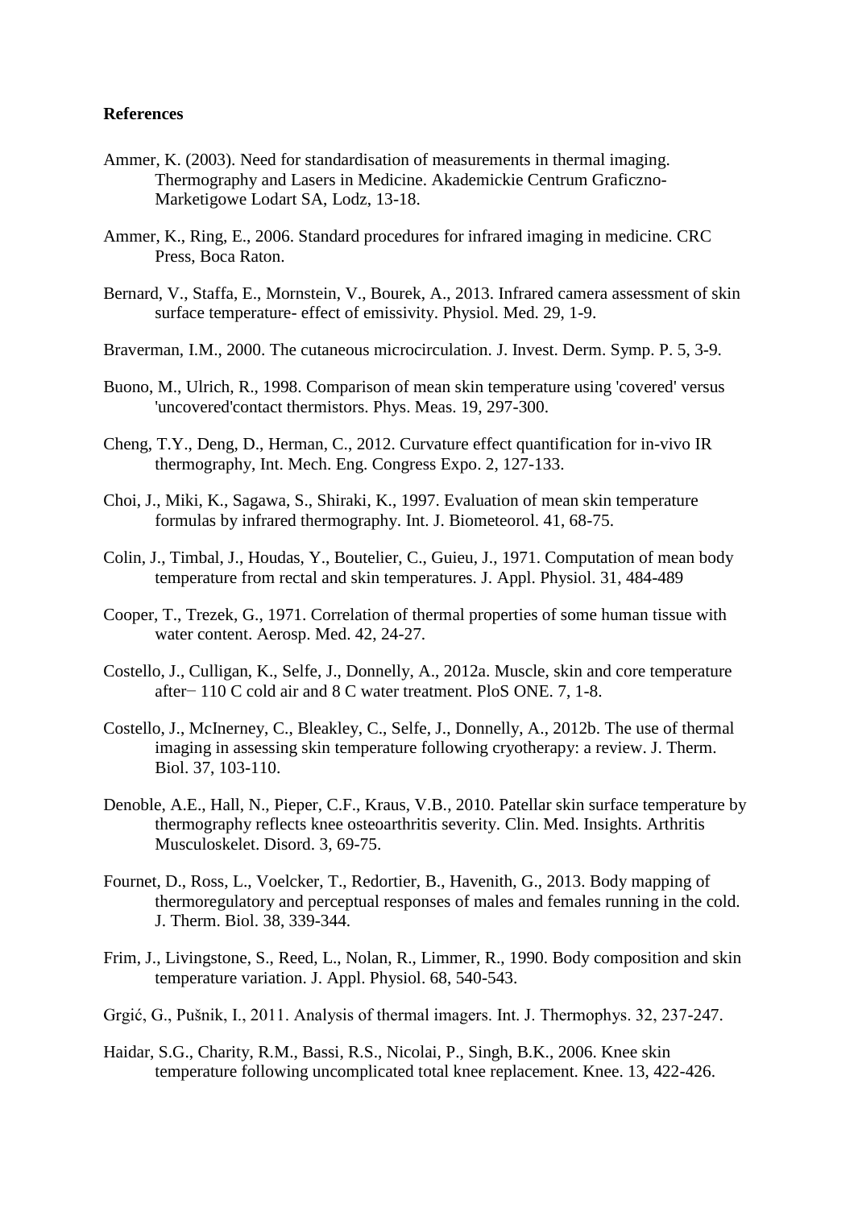**References**

Ammer, K. (2003). Need for standardisation of measurements in thermal imaging. Thermography and Lasers in Medicine. Akademickie Centrum Graficzno-Marketigowe Lodart SA, Lodz, 13-18.

Ammer, K., Ring, E., 2006. Standard procedures for infrared imaging in medicine. CRC Press, Boca Raton.

Bernard, V., Staffa, E., Mornstein, V., Bourek, A., 2013. Infrared camera assessment of skin surface temperature- effect of emissivity. Physiol. Med. 29, 1-9.

Braverman, I.M., 2000. The cutaneous microcirculation. J. Invest. Derm. Symp. P. 5, 3-9.

Buono, M., Ulrich, R., 1998. Comparison of mean skin temperature using 'covered' versus 'uncovered'contact thermistors. Phys. Meas. 19, 297-300.

Cheng, T.Y., Deng, D., Herman, C., 2012. Curvature effect quantification for in-vivo IR thermography, Int. Mech. Eng. Congress Expo. 2, 127-133.

Choi, J., Miki, K., Sagawa, S., Shiraki, K., 1997. Evaluation of mean skin temperature formulas by infrared thermography. Int. J. Biometeorol. 41, 68-75.

Colin, J., Timbal, J., Houdas, Y., Boutelier, C., Guieu, J., 1971. Computation of mean body temperature from rectal and skin temperatures. J. Appl. Physiol. 31, 484-489

Cooper, T., Trezek, G., 1971. Correlation of thermal properties of some human tissue with water content. Aerosp. Med. 42, 24-27.

Costello, J., Culligan, K., Selfe, J., Donnelly, A., 2012a. Muscle, skin and core temperature after− 110 C cold air and 8 C water treatment. PloS ONE. 7, 1-8.

Costello, J., McInerney, C., Bleakley, C., Selfe, J., Donnelly, A., 2012b. The use of thermal imaging in assessing skin temperature following cryotherapy: a review. J. Therm. Biol. 37, 103-110.

Denoble, A.E., Hall, N., Pieper, C.F., Kraus, V.B., 2010. Patellar skin surface temperature by thermography reflects knee osteoarthritis severity. Clin. Med. Insights. Arthritis Musculoskelet. Disord. 3, 69-75.

Fournet, D., Ross, L., Voelcker, T., Redortier, B., Havenith, G., 2013. Body mapping of thermoregulatory and perceptual responses of males and females running in the cold. J. Therm. Biol. 38, 339-344.

Frim, J., Livingstone, S., Reed, L., Nolan, R., Limmer, R., 1990. Body composition and skin temperature variation. J. Appl. Physiol. 68, 540-543.

Grgić, G., Pušnik, I., 2011. Analysis of thermal imagers. Int. J. Thermophys. 32, 237-247.

Haidar, S.G., Charity, R.M., Bassi, R.S., Nicolai, P., Singh, B.K., 2006. Knee skin temperature following uncomplicated total knee replacement. Knee. 13, 422-426.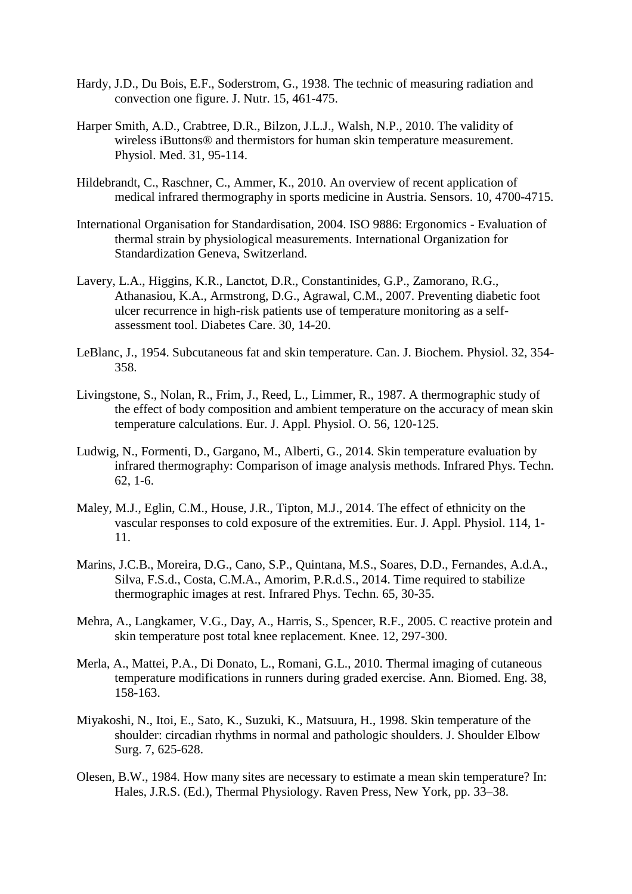Hardy, J.D., Du Bois, E.F., Soderstrom, G., 1938. The technic of measuring radiation and convection one figure. J. Nutr. 15, 461-475.

Harper Smith, A.D., Crabtree, D.R., Bilzon, J.L.J., Walsh, N.P., 2010. The validity of wireless iButtons® and thermistors for human skin temperature measurement. Physiol. Med. 31, 95-114.

Hildebrandt, C., Raschner, C., Ammer, K., 2010. An overview of recent application of medical infrared thermography in sports medicine in Austria. Sensors. 10, 4700-4715.

International Organisation for Standardisation, 2004. ISO 9886: Ergonomics - Evaluation of thermal strain by physiological measurements. International Organization for Standardization Geneva, Switzerland.

Lavery, L.A., Higgins, K.R., Lanctot, D.R., Constantinides, G.P., Zamorano, R.G., Athanasiou, K.A., Armstrong, D.G., Agrawal, C.M., 2007. Preventing diabetic foot ulcer recurrence in high-risk patients use of temperature monitoring as a self-assessment tool. Diabetes Care. 30, 14-20.

LeBlanc, J., 1954. Subcutaneous fat and skin temperature. Can. J. Biochem. Physiol. 32, 354-358.

Livingstone, S., Nolan, R., Frim, J., Reed, L., Limmer, R., 1987. A thermographic study of the effect of body composition and ambient temperature on the accuracy of mean skin temperature calculations. Eur. J. Appl. Physiol. O. 56, 120-125.

Ludwig, N., Formenti, D., Gargano, M., Alberti, G., 2014. Skin temperature evaluation by infrared thermography: Comparison of image analysis methods. Infrared Phys. Techn. 62, 1-6.

Maley, M.J., Eglin, C.M., House, J.R., Tipton, M.J., 2014. The effect of ethnicity on the vascular responses to cold exposure of the extremities. Eur. J. Appl. Physiol. 114, 1-11.

Marins, J.C.B., Moreira, D.G., Cano, S.P., Quintana, M.S., Soares, D.D., Fernandes, A.d.A., Silva, F.S.d., Costa, C.M.A., Amorim, P.R.d.S., 2014. Time required to stabilize thermographic images at rest. Infrared Phys. Techn. 65, 30-35.

Mehra, A., Langkamer, V.G., Day, A., Harris, S., Spencer, R.F., 2005. C reactive protein and skin temperature post total knee replacement. Knee. 12, 297-300.

Merla, A., Mattei, P.A., Di Donato, L., Romani, G.L., 2010. Thermal imaging of cutaneous temperature modifications in runners during graded exercise. Ann. Biomed. Eng. 38, 158-163.

Miyakoshi, N., Itoi, E., Sato, K., Suzuki, K., Matsuura, H., 1998. Skin temperature of the shoulder: circadian rhythms in normal and pathologic shoulders. J. Shoulder Elbow Surg. 7, 625-628.

Olesen, B.W., 1984. How many sites are necessary to estimate a mean skin temperature? In: Hales, J.R.S. (Ed.), Thermal Physiology. Raven Press, New York, pp. 33–38.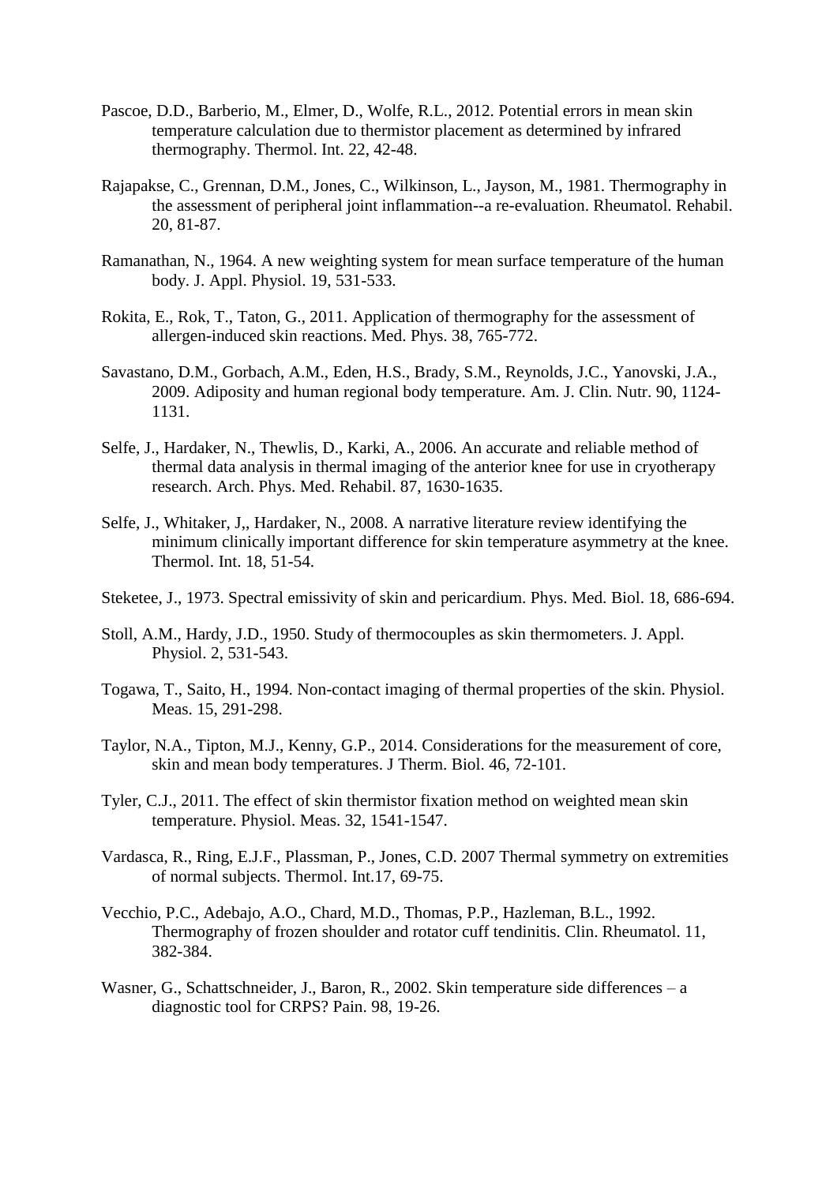Pascoe, D.D., Barberio, M., Elmer, D., Wolfe, R.L., 2012. Potential errors in mean skin temperature calculation due to thermistor placement as determined by infrared thermography. Thermol. Int. 22, 42-48.

Rajapakse, C., Grennan, D.M., Jones, C., Wilkinson, L., Jayson, M., 1981. Thermography in the assessment of peripheral joint inflammation--a re-evaluation. Rheumatol. Rehabil. 20, 81-87.

Ramanathan, N., 1964. A new weighting system for mean surface temperature of the human body. J. Appl. Physiol. 19, 531-533.

Rokita, E., Rok, T., Taton, G., 2011. Application of thermography for the assessment of allergen-induced skin reactions. Med. Phys. 38, 765-772.

Savastano, D.M., Gorbach, A.M., Eden, H.S., Brady, S.M., Reynolds, J.C., Yanovski, J.A., 2009. Adiposity and human regional body temperature. Am. J. Clin. Nutr. 90, 1124-1131.

Selfe, J., Hardaker, N., Thewlis, D., Karki, A., 2006. An accurate and reliable method of thermal data analysis in thermal imaging of the anterior knee for use in cryotherapy research. Arch. Phys. Med. Rehabil. 87, 1630-1635.

Selfe, J., Whitaker, J,, Hardaker, N., 2008. A narrative literature review identifying the minimum clinically important difference for skin temperature asymmetry at the knee. Thermol. Int. 18, 51-54.

Steketee, J., 1973. Spectral emissivity of skin and pericardium. Phys. Med. Biol. 18, 686-694.

Stoll, A.M., Hardy, J.D., 1950. Study of thermocouples as skin thermometers. J. Appl. Physiol. 2, 531-543.

Togawa, T., Saito, H., 1994. Non-contact imaging of thermal properties of the skin. Physiol. Meas. 15, 291-298.

Taylor, N.A., Tipton, M.J., Kenny, G.P., 2014. Considerations for the measurement of core, skin and mean body temperatures. J Therm. Biol. 46, 72-101.

Tyler, C.J., 2011. The effect of skin thermistor fixation method on weighted mean skin temperature. Physiol. Meas. 32, 1541-1547.

Vardasca, R., Ring, E.J.F., Plassman, P., Jones, C.D. 2007 Thermal symmetry on extremities of normal subjects. Thermol. Int.17, 69-75.

Vecchio, P.C., Adebajo, A.O., Chard, M.D., Thomas, P.P., Hazleman, B.L., 1992. Thermography of frozen shoulder and rotator cuff tendinitis. Clin. Rheumatol. 11, 382-384.

Wasner, G., Schattschneider, J., Baron, R., 2002. Skin temperature side differences – a diagnostic tool for CRPS? Pain. 98, 19-26.